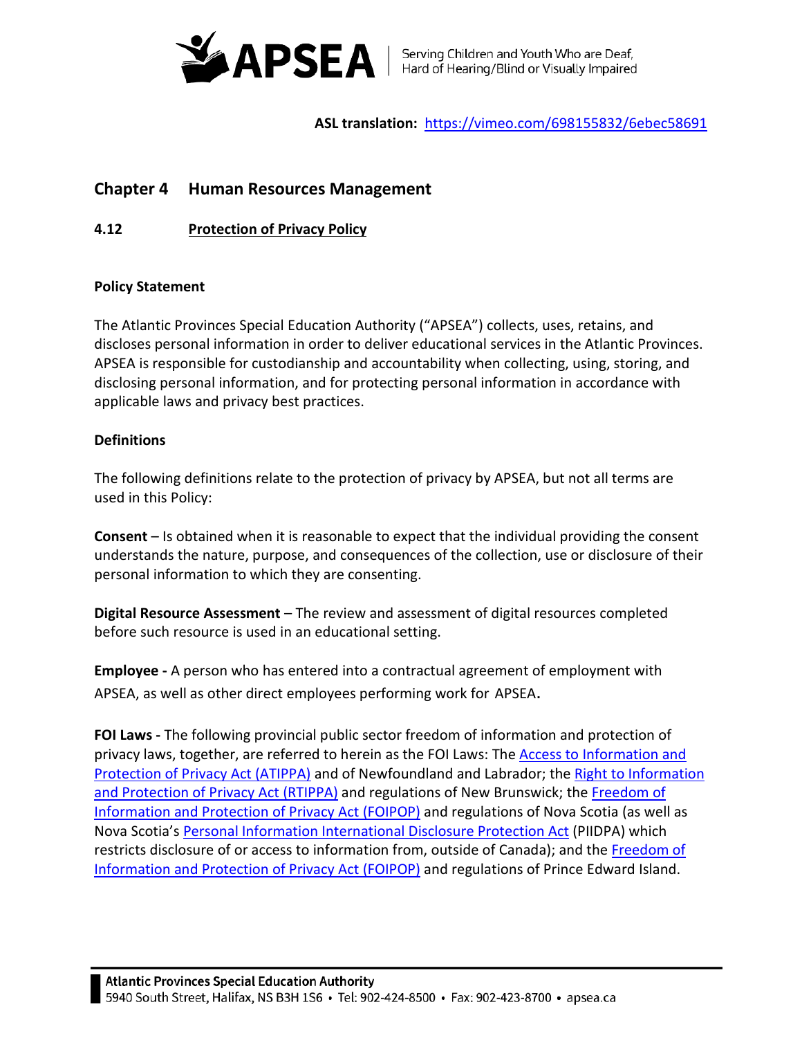**APSEA** | Serving Children and Youth Who are Deaf, Hard of Hearing/Blind or Visually Impaired

**ASL translation:** [https://vimeo.com/698155832/6ebec58691](https://vimeo.com/698155832/6ebec58691)

## Chapter 4 Human Resources Management

### 4.12 Protection of Privacy Policy

**Policy Statement**

The Atlantic Provinces Special Education Authority ("APSEA") collects, uses, retains, and discloses personal information in order to deliver educational services in the Atlantic Provinces. APSEA is responsible for custodianship and accountability when collecting, using, storing, and disclosing personal information, and for protecting personal information in accordance with applicable laws and privacy best practices.

**Definitions**

The following definitions relate to the protection of privacy by APSEA, but not all terms are used in this Policy:

**Consent** – Is obtained when it is reasonable to expect that the individual providing the consent understands the nature, purpose, and consequences of the collection, use or disclosure of their personal information to which they are consenting.

**Digital Resource Assessment** – The review and assessment of digital resources completed before such resource is used in an educational setting.

**Employee -** A person who has entered into a contractual agreement of employment with APSEA, as well as other direct employees performing work for APSEA.

**FOI Laws -** The following provincial public sector freedom of information and protection of privacy laws, together, are referred to herein as the FOI Laws: The Access to Information and Protection of Privacy Act (ATIPPA) and of Newfoundland and Labrador; the Right to Information and Protection of Privacy Act (RTIPPA) and regulations of New Brunswick; the Freedom of Information and Protection of Privacy Act (FOIPOP) and regulations of Nova Scotia (as well as Nova Scotia's Personal Information International Disclosure Protection Act (PIIDPA) which restricts disclosure of or access to information from, outside of Canada); and the Freedom of Information and Protection of Privacy Act (FOIPOP) and regulations of Prince Edward Island.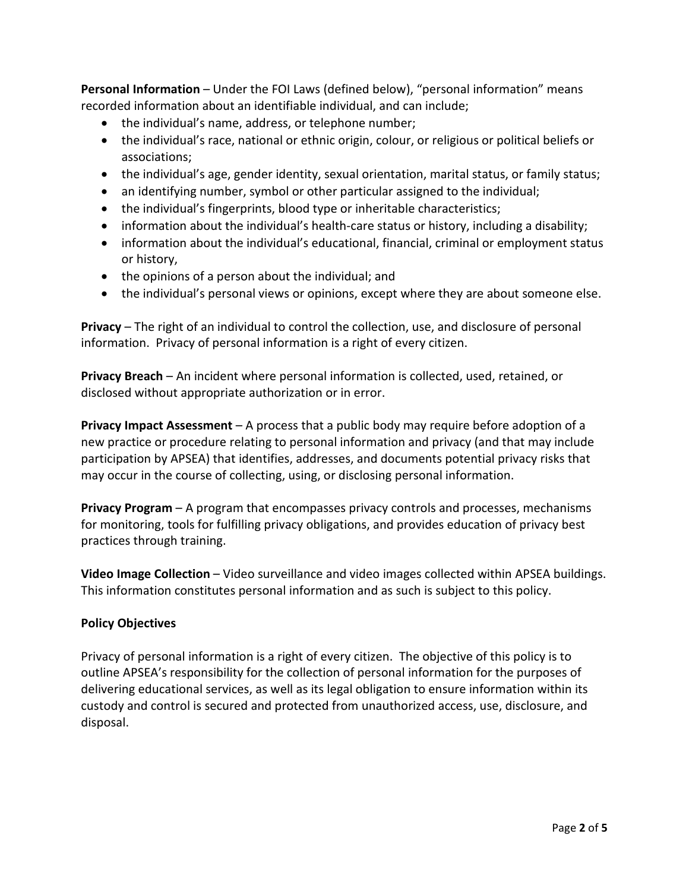**Personal Information** – Under the FOI Laws (defined below), "personal information" means recorded information about an identifiable individual, and can include;

- the individual's name, address, or telephone number;
- the individual's race, national or ethnic origin, colour, or religious or political beliefs or associations;
- the individual's age, gender identity, sexual orientation, marital status, or family status;
- an identifying number, symbol or other particular assigned to the individual;
- the individual's fingerprints, blood type or inheritable characteristics;
- information about the individual's health-care status or history, including a disability;
- information about the individual's educational, financial, criminal or employment status or history,
- the opinions of a person about the individual; and
- the individual's personal views or opinions, except where they are about someone else.

**Privacy** – The right of an individual to control the collection, use, and disclosure of personal information. Privacy of personal information is a right of every citizen.

**Privacy Breach** – An incident where personal information is collected, used, retained, or disclosed without appropriate authorization or in error.

**Privacy Impact Assessment** – A process that a public body may require before adoption of a new practice or procedure relating to personal information and privacy (and that may include participation by APSEA) that identifies, addresses, and documents potential privacy risks that may occur in the course of collecting, using, or disclosing personal information.

**Privacy Program** – A program that encompasses privacy controls and processes, mechanisms for monitoring, tools for fulfilling privacy obligations, and provides education of privacy best practices through training.

**Video Image Collection** – Video surveillance and video images collected within APSEA buildings. This information constitutes personal information and as such is subject to this policy.

**Policy Objectives**

Privacy of personal information is a right of every citizen. The objective of this policy is to outline APSEA's responsibility for the collection of personal information for the purposes of delivering educational services, as well as its legal obligation to ensure information within its custody and control is secured and protected from unauthorized access, use, disclosure, and disposal.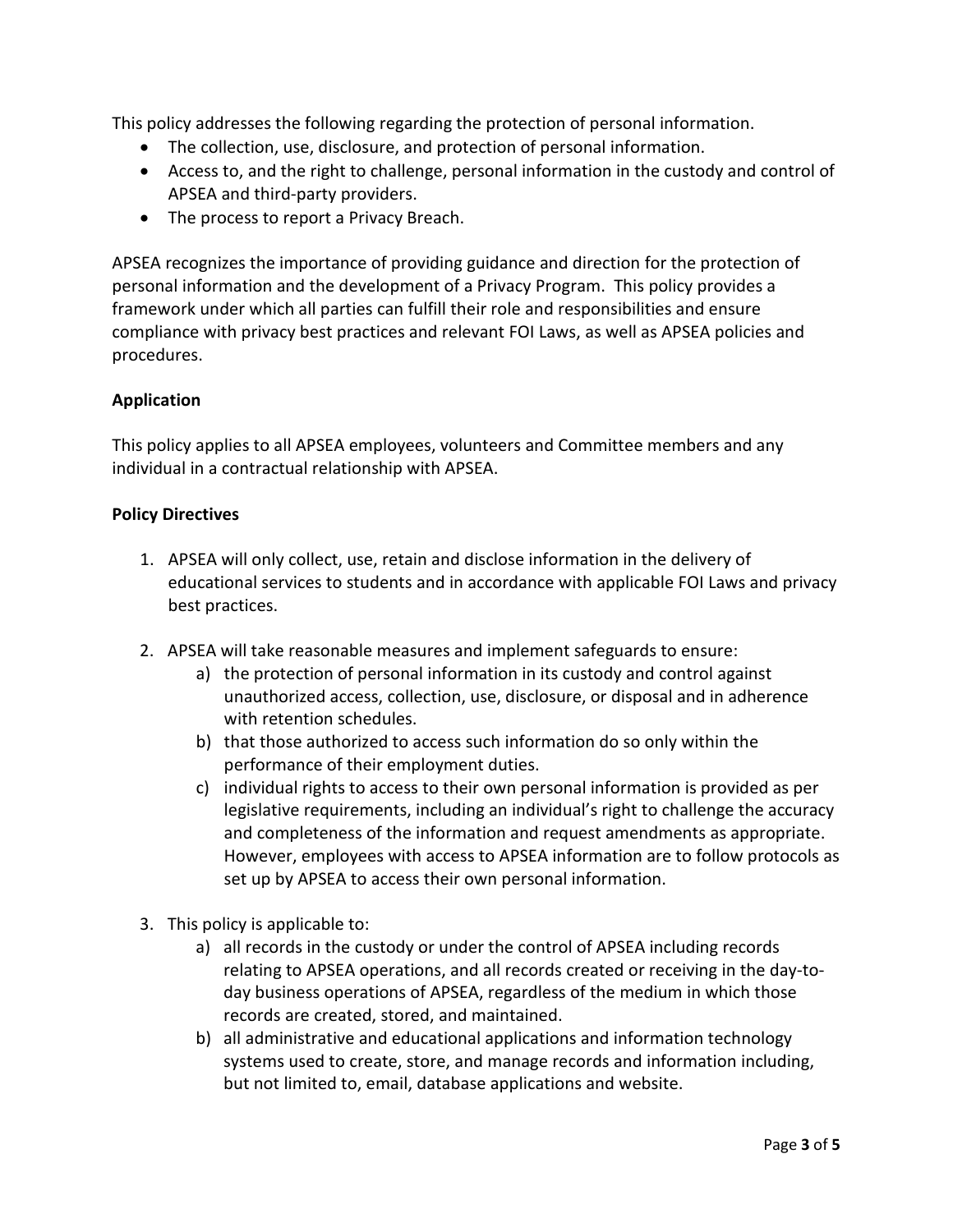This policy addresses the following regarding the protection of personal information.

- The collection, use, disclosure, and protection of personal information.
- Access to, and the right to challenge, personal information in the custody and control of APSEA and third-party providers.
- The process to report a Privacy Breach.

APSEA recognizes the importance of providing guidance and direction for the protection of personal information and the development of a Privacy Program. This policy provides a framework under which all parties can fulfill their role and responsibilities and ensure compliance with privacy best practices and relevant FOI Laws, as well as APSEA policies and procedures.

**Application**

This policy applies to all APSEA employees, volunteers and Committee members and any individual in a contractual relationship with APSEA.

**Policy Directives**

1. APSEA will only collect, use, retain and disclose information in the delivery of educational services to students and in accordance with applicable FOI Laws and privacy best practices.

2. APSEA will take reasonable measures and implement safeguards to ensure:
   a) the protection of personal information in its custody and control against unauthorized access, collection, use, disclosure, or disposal and in adherence with retention schedules.
   b) that those authorized to access such information do so only within the performance of their employment duties.
   c) individual rights to access to their own personal information is provided as per legislative requirements, including an individual's right to challenge the accuracy and completeness of the information and request amendments as appropriate. However, employees with access to APSEA information are to follow protocols as set up by APSEA to access their own personal information.

3. This policy is applicable to:
   a) all records in the custody or under the control of APSEA including records relating to APSEA operations, and all records created or receiving in the day-to-day business operations of APSEA, regardless of the medium in which those records are created, stored, and maintained.
   b) all administrative and educational applications and information technology systems used to create, store, and manage records and information including, but not limited to, email, database applications and website.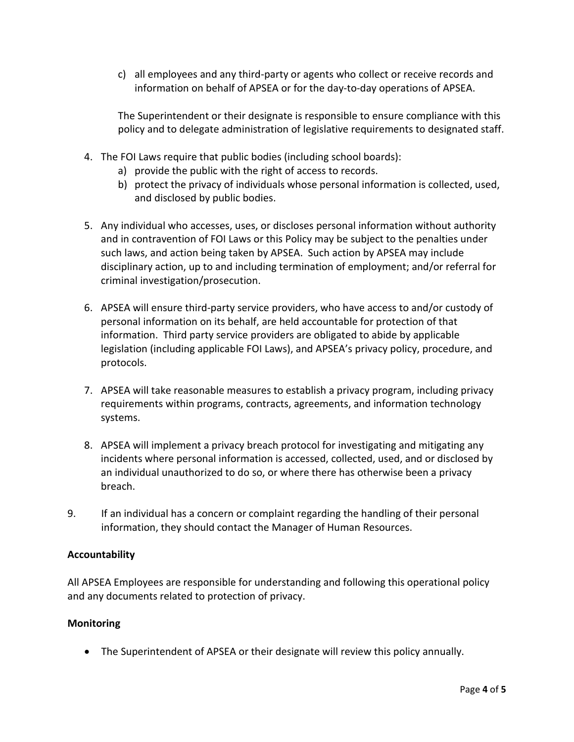c) all employees and any third-party or agents who collect or receive records and information on behalf of APSEA or for the day-to-day operations of APSEA.

The Superintendent or their designate is responsible to ensure compliance with this policy and to delegate administration of legislative requirements to designated staff.

4. The FOI Laws require that public bodies (including school boards):
   a) provide the public with the right of access to records.
   b) protect the privacy of individuals whose personal information is collected, used, and disclosed by public bodies.

5. Any individual who accesses, uses, or discloses personal information without authority and in contravention of FOI Laws or this Policy may be subject to the penalties under such laws, and action being taken by APSEA. Such action by APSEA may include disciplinary action, up to and including termination of employment; and/or referral for criminal investigation/prosecution.

6. APSEA will ensure third-party service providers, who have access to and/or custody of personal information on its behalf, are held accountable for protection of that information. Third party service providers are obligated to abide by applicable legislation (including applicable FOI Laws), and APSEA's privacy policy, procedure, and protocols.

7. APSEA will take reasonable measures to establish a privacy program, including privacy requirements within programs, contracts, agreements, and information technology systems.

8. APSEA will implement a privacy breach protocol for investigating and mitigating any incidents where personal information is accessed, collected, used, and or disclosed by an individual unauthorized to do so, or where there has otherwise been a privacy breach.

9. If an individual has a concern or complaint regarding the handling of their personal information, they should contact the Manager of Human Resources.

**Accountability**

All APSEA Employees are responsible for understanding and following this operational policy and any documents related to protection of privacy.

**Monitoring**

- The Superintendent of APSEA or their designate will review this policy annually.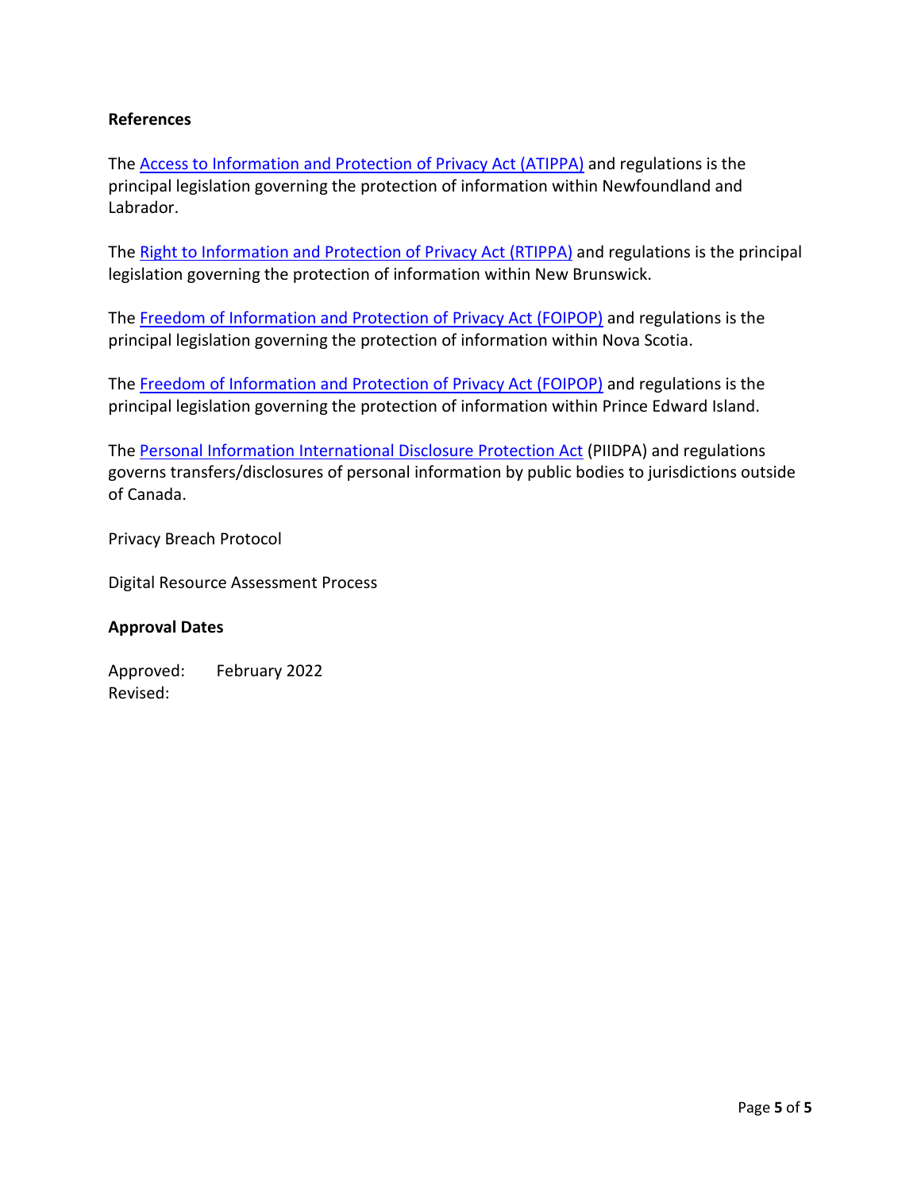**References**

The Access to Information and Protection of Privacy Act (ATIPPA) and regulations is the principal legislation governing the protection of information within Newfoundland and Labrador.

The Right to Information and Protection of Privacy Act (RTIPPA) and regulations is the principal legislation governing the protection of information within New Brunswick.

The Freedom of Information and Protection of Privacy Act (FOIPOP) and regulations is the principal legislation governing the protection of information within Nova Scotia.

The Freedom of Information and Protection of Privacy Act (FOIPOP) and regulations is the principal legislation governing the protection of information within Prince Edward Island.

The Personal Information International Disclosure Protection Act (PIIDPA) and regulations governs transfers/disclosures of personal information by public bodies to jurisdictions outside of Canada.

Privacy Breach Protocol

Digital Resource Assessment Process

**Approval Dates**

Approved: February 2022
Revised: